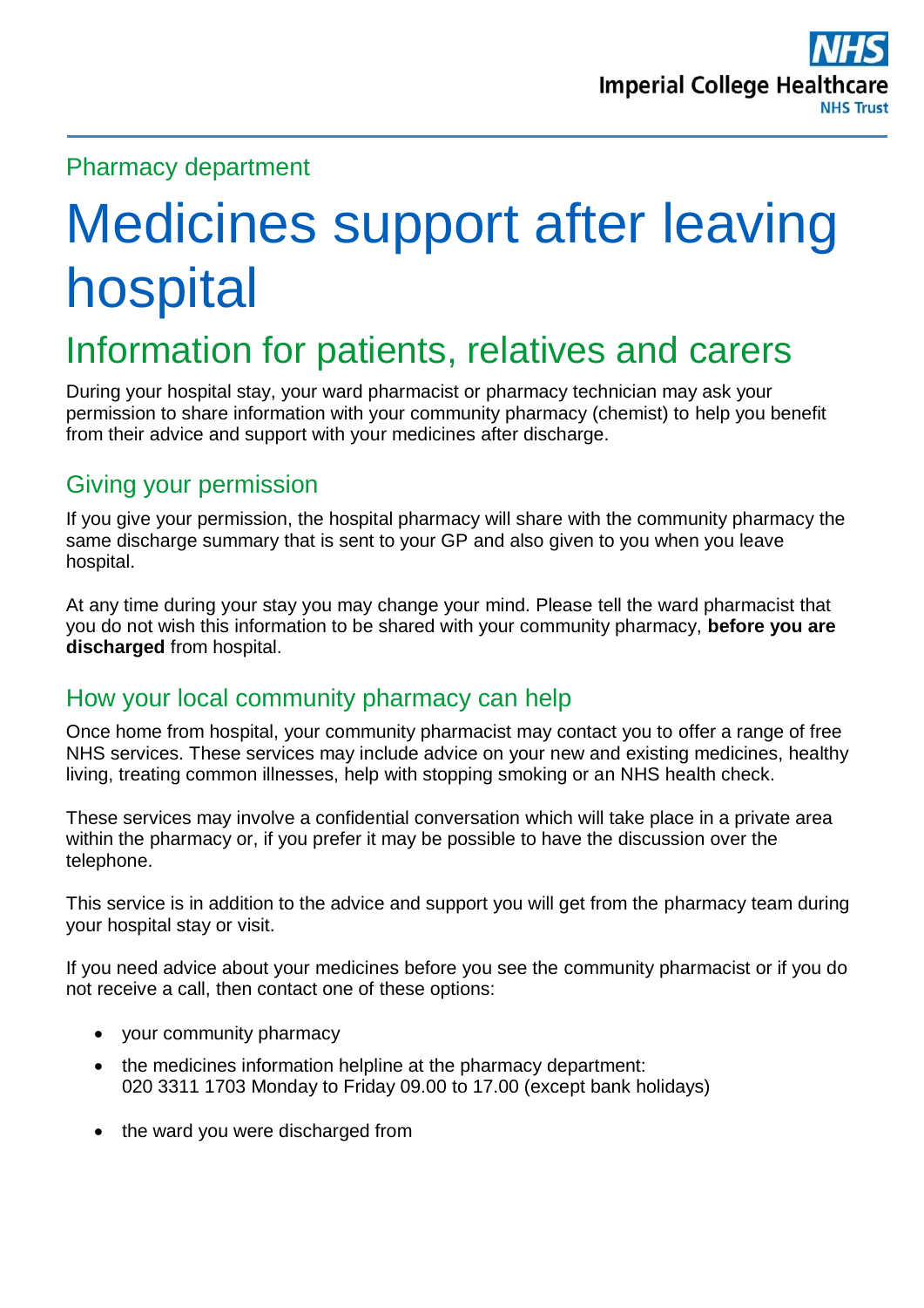Pharmacy department

# Medicines support after leaving hospital

## Information for patients, relatives and carers

During your hospital stay, your ward pharmacist or pharmacy technician may ask your permission to share information with your community pharmacy (chemist) to help you benefit from their advice and support with your medicines after discharge.

### Giving your permission

If you give your permission, the hospital pharmacy will share with the community pharmacy the same discharge summary that is sent to your GP and also given to you when you leave hospital.

At any time during your stay you may change your mind. Please tell the ward pharmacist that you do not wish this information to be shared with your community pharmacy, **before you are discharged** from hospital.

### How your local community pharmacy can help

Once home from hospital, your community pharmacist may contact you to offer a range of free NHS services. These services may include advice on your new and existing medicines, healthy living, treating common illnesses, help with stopping smoking or an NHS health check.

These services may involve a confidential conversation which will take place in a private area within the pharmacy or, if you prefer it may be possible to have the discussion over the telephone.

This service is in addition to the advice and support you will get from the pharmacy team during your hospital stay or visit.

If you need advice about your medicines before you see the community pharmacist or if you do not receive a call, then contact one of these options:

- your community pharmacy
- the medicines information helpline at the pharmacy department: 020 3311 1703 Monday to Friday 09.00 to 17.00 (except bank holidays)
- the ward you were discharged from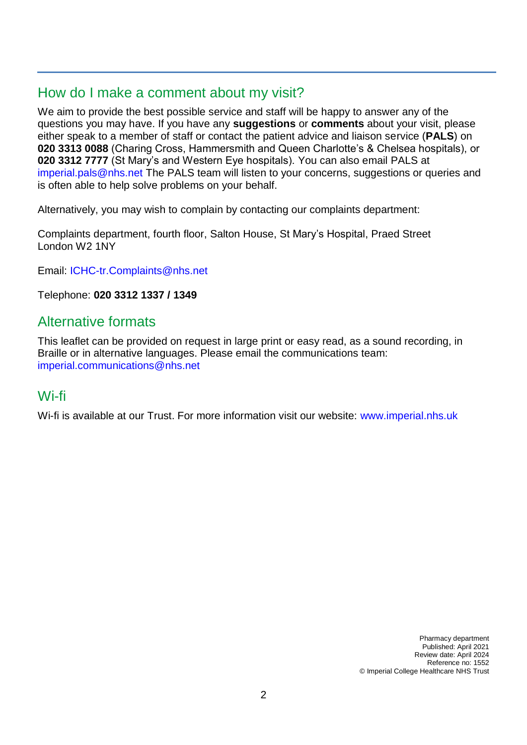## How do I make a comment about my visit?

We aim to provide the best possible service and staff will be happy to answer any of the questions you may have. If you have any **suggestions** or **comments** about your visit, please either speak to a member of staff or contact the patient advice and liaison service (**PALS**) on **020 3313 0088** (Charing Cross, Hammersmith and Queen Charlotte's & Chelsea hospitals), or **020 3312 7777** (St Mary's and Western Eye hospitals). You can also email PALS at imperial.pals@nhs.net The PALS team will listen to your concerns, suggestions or queries and is often able to help solve problems on your behalf.

Alternatively, you may wish to complain by contacting our complaints department:

Complaints department, fourth floor, Salton House, St Mary's Hospital, Praed Street
London W2 1NY

Email: ICHC-tr.Complaints@nhs.net

Telephone: **020 3312 1337 / 1349**

## Alternative formats

This leaflet can be provided on request in large print or easy read, as a sound recording, in Braille or in alternative languages. Please email the communications team: imperial.communications@nhs.net

## Wi-fi

Wi-fi is available at our Trust. For more information visit our website: www.imperial.nhs.uk

Pharmacy department
Published: April 2021
Review date: April 2024
Reference no: 1552
© Imperial College Healthcare NHS Trust